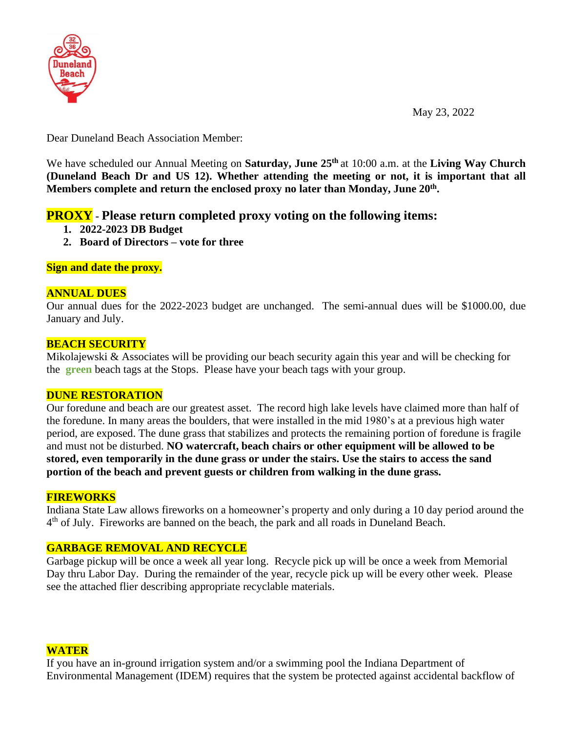May 23, 2022

Dear Duneland Beach Association Member:

We have scheduled our Annual Meeting on **Saturday, June 25th** at 10:00 a.m. at the **Living Way Church (Duneland Beach Dr and US 12). Whether attending the meeting or not, it is important that all Members complete and return the enclosed proxy no later than Monday, June 20th.**

## PROXY - Please return completed proxy voting on the following items:

1. **2022-2023 DB Budget**
2. **Board of Directors – vote for three**

**Sign and date the proxy.**

### ANNUAL DUES

Our annual dues for the 2022-2023 budget are unchanged. The semi-annual dues will be $1000.00, due January and July.

### BEACH SECURITY

Mikolajewski & Associates will be providing our beach security again this year and will be checking for the **green** beach tags at the Stops. Please have your beach tags with your group.

### DUNE RESTORATION

Our foredune and beach are our greatest asset. The record high lake levels have claimed more than half of the foredune. In many areas the boulders, that were installed in the mid 1980's at a previous high water period, are exposed. The dune grass that stabilizes and protects the remaining portion of foredune is fragile and must not be disturbed. **NO watercraft, beach chairs or other equipment will be allowed to be stored, even temporarily in the dune grass or under the stairs. Use the stairs to access the sand portion of the beach and prevent guests or children from walking in the dune grass.**

### FIREWORKS

Indiana State Law allows fireworks on a homeowner's property and only during a 10 day period around the 4th of July. Fireworks are banned on the beach, the park and all roads in Duneland Beach.

### GARBAGE REMOVAL AND RECYCLE

Garbage pickup will be once a week all year long. Recycle pick up will be once a week from Memorial Day thru Labor Day. During the remainder of the year, recycle pick up will be every other week. Please see the attached flier describing appropriate recyclable materials.

### WATER

If you have an in-ground irrigation system and/or a swimming pool the Indiana Department of Environmental Management (IDEM) requires that the system be protected against accidental backflow of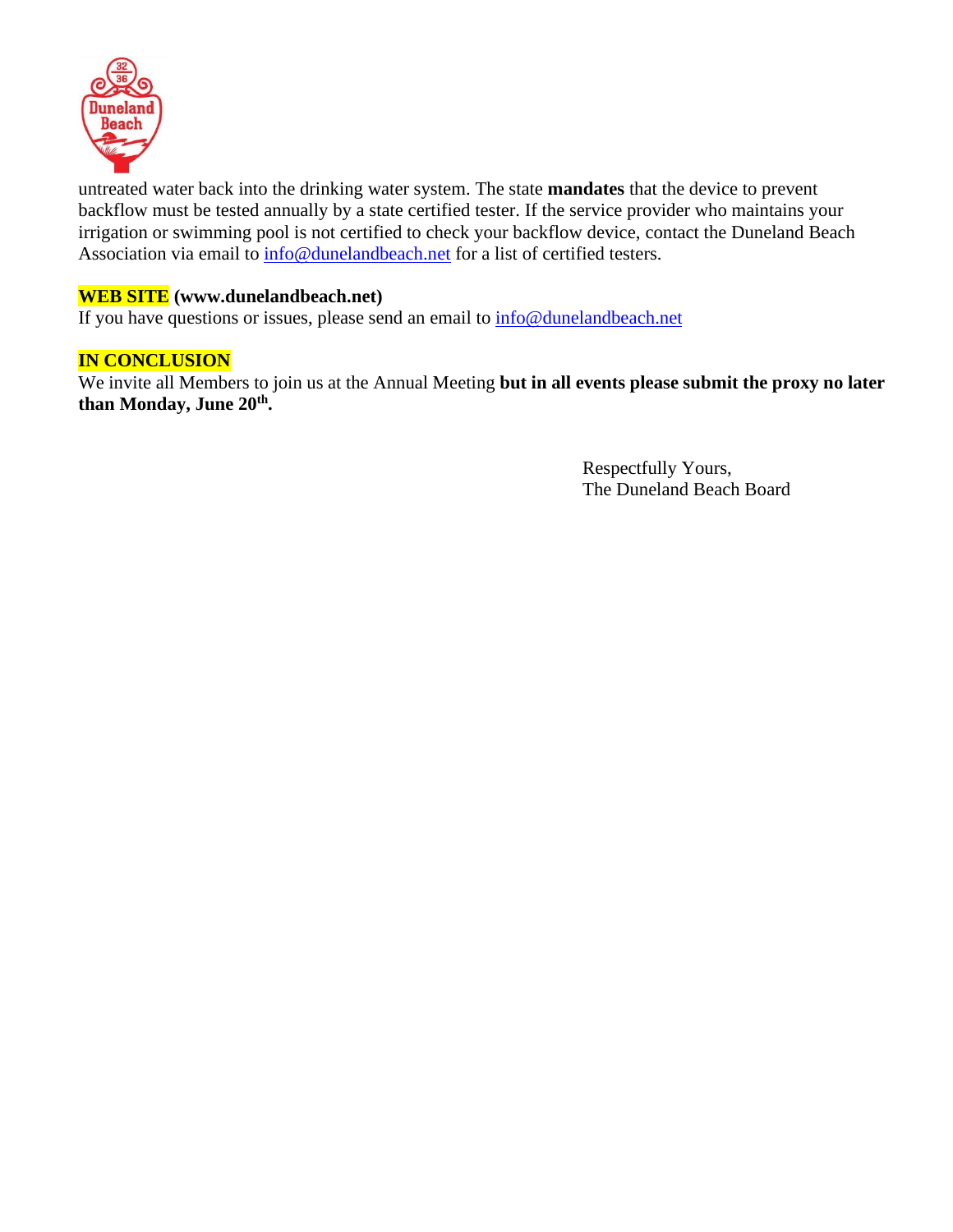untreated water back into the drinking water system. The state **mandates** that the device to prevent backflow must be tested annually by a state certified tester. If the service provider who maintains your irrigation or swimming pool is not certified to check your backflow device, contact the Duneland Beach Association via email to info@dunelandbeach.net for a list of certified testers.

**WEB SITE (www.dunelandbeach.net)**

If you have questions or issues, please send an email to info@dunelandbeach.net

**IN CONCLUSION**

We invite all Members to join us at the Annual Meeting **but in all events please submit the proxy no later than Monday, June 20th.**

Respectfully Yours,
The Duneland Beach Board